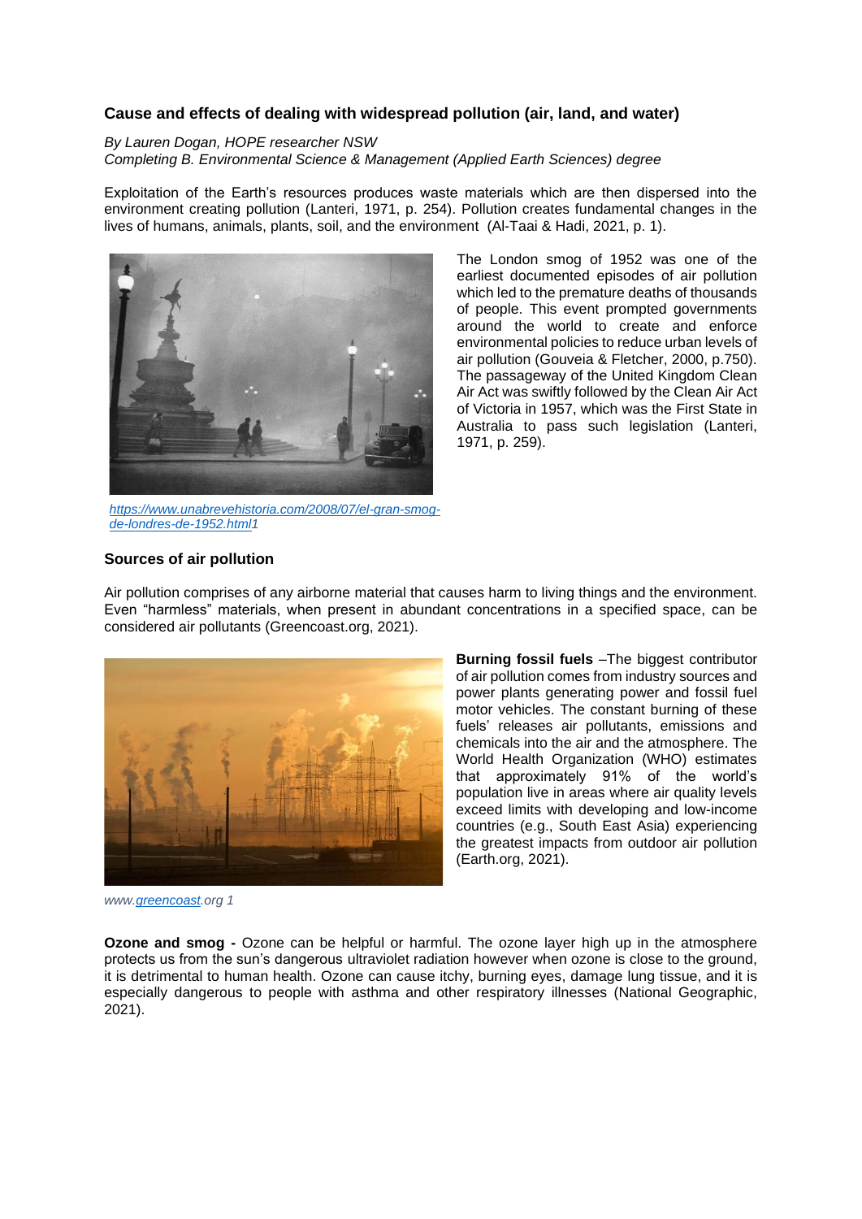### Cause and effects of dealing with widespread pollution (air, land, and water)

*By Lauren Dogan, HOPE researcher NSW*
*Completing B. Environmental Science & Management (Applied Earth Sciences) degree*

Exploitation of the Earth's resources produces waste materials which are then dispersed into the environment creating pollution (Lanteri, 1971, p. 254). Pollution creates fundamental changes in the lives of humans, animals, plants, soil, and the environment (Al-Taai & Hadi, 2021, p. 1).

*https://www.unabrevehistoria.com/2008/07/el-gran-smog-de-londres-de-1952.html1*

The London smog of 1952 was one of the earliest documented episodes of air pollution which led to the premature deaths of thousands of people. This event prompted governments around the world to create and enforce environmental policies to reduce urban levels of air pollution (Gouveia & Fletcher, 2000, p.750). The passageway of the United Kingdom Clean Air Act was swiftly followed by the Clean Air Act of Victoria in 1957, which was the First State in Australia to pass such legislation (Lanteri, 1971, p. 259).

### Sources of air pollution

Air pollution comprises of any airborne material that causes harm to living things and the environment. Even "harmless" materials, when present in abundant concentrations in a specified space, can be considered air pollutants (Greencoast.org, 2021).

*www.greencoast.org 1*

**Burning fossil fuels** –The biggest contributor of air pollution comes from industry sources and power plants generating power and fossil fuel motor vehicles. The constant burning of these fuels' releases air pollutants, emissions and chemicals into the air and the atmosphere. The World Health Organization (WHO) estimates that approximately 91% of the world's population live in areas where air quality levels exceed limits with developing and low-income countries (e.g., South East Asia) experiencing the greatest impacts from outdoor air pollution (Earth.org, 2021).

**Ozone and smog -** Ozone can be helpful or harmful. The ozone layer high up in the atmosphere protects us from the sun's dangerous ultraviolet radiation however when ozone is close to the ground, it is detrimental to human health. Ozone can cause itchy, burning eyes, damage lung tissue, and it is especially dangerous to people with asthma and other respiratory illnesses (National Geographic, 2021).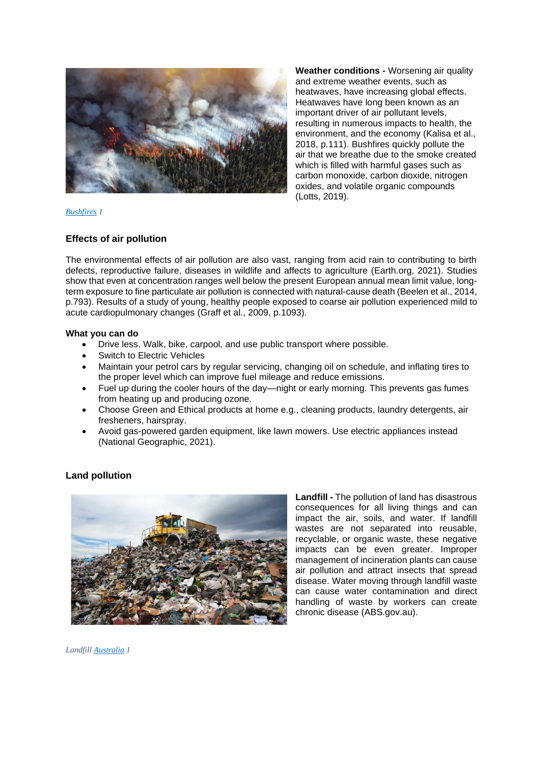**Weather conditions -** Worsening air quality and extreme weather events, such as heatwaves, have increasing global effects. Heatwaves have long been known as an important driver of air pollutant levels, resulting in numerous impacts to health, the environment, and the economy (Kalisa et al., 2018, p.111). Bushfires quickly pollute the air that we breathe due to the smoke created which is filled with harmful gases such as carbon monoxide, carbon dioxide, nitrogen oxides, and volatile organic compounds (Lotts, 2019).

*Bushfires 1*

### Effects of air pollution

The environmental effects of air pollution are also vast, ranging from acid rain to contributing to birth defects, reproductive failure, diseases in wildlife and affects to agriculture (Earth.org, 2021). Studies show that even at concentration ranges well below the present European annual mean limit value, long-term exposure to fine particulate air pollution is connected with natural-cause death (Beelen et al., 2014, p.793). Results of a study of young, healthy people exposed to coarse air pollution experienced mild to acute cardiopulmonary changes (Graff et al., 2009, p.1093).

**What you can do**

- Drive less. Walk, bike, carpool, and use public transport where possible.
- Switch to Electric Vehicles
- Maintain your petrol cars by regular servicing, changing oil on schedule, and inflating tires to the proper level which can improve fuel mileage and reduce emissions.
- Fuel up during the cooler hours of the day—night or early morning. This prevents gas fumes from heating up and producing ozone.
- Choose Green and Ethical products at home e.g., cleaning products, laundry detergents, air fresheners, hairspray.
- Avoid gas-powered garden equipment, like lawn mowers. Use electric appliances instead (National Geographic, 2021).

### Land pollution

**Landfill -** The pollution of land has disastrous consequences for all living things and can impact the air, soils, and water. If landfill wastes are not separated into reusable, recyclable, or organic waste, these negative impacts can be even greater. Improper management of incineration plants can cause air pollution and attract insects that spread disease. Water moving through landfill waste can cause water contamination and direct handling of waste by workers can create chronic disease (ABS.gov.au).

*Landfill Australia 1*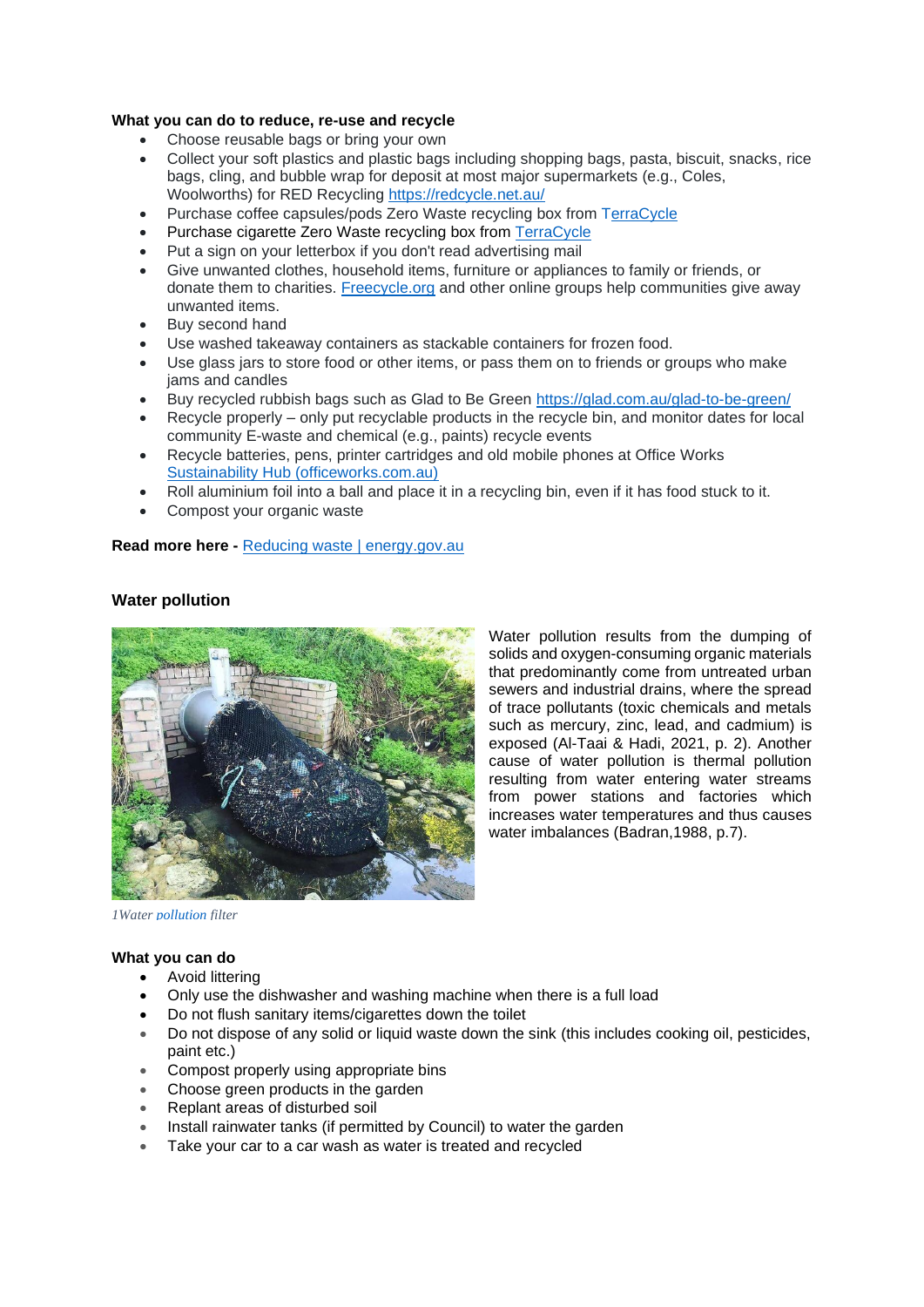**What you can do to reduce, re-use and recycle**

- Choose reusable bags or bring your own
- Collect your soft plastics and plastic bags including shopping bags, pasta, biscuit, snacks, rice bags, cling, and bubble wrap for deposit at most major supermarkets (e.g., Coles, Woolworths) for RED Recycling https://redcycle.net.au/
- Purchase coffee capsules/pods Zero Waste recycling box from TerraCycle
- Purchase cigarette Zero Waste recycling box from TerraCycle
- Put a sign on your letterbox if you don't read advertising mail
- Give unwanted clothes, household items, furniture or appliances to family or friends, or donate them to charities. Freecycle.org and other online groups help communities give away unwanted items.
- Buy second hand
- Use washed takeaway containers as stackable containers for frozen food.
- Use glass jars to store food or other items, or pass them on to friends or groups who make jams and candles
- Buy recycled rubbish bags such as Glad to Be Green https://glad.com.au/glad-to-be-green/
- Recycle properly – only put recyclable products in the recycle bin, and monitor dates for local community E-waste and chemical (e.g., paints) recycle events
- Recycle batteries, pens, printer cartridges and old mobile phones at Office Works Sustainability Hub (officeworks.com.au)
- Roll aluminium foil into a ball and place it in a recycling bin, even if it has food stuck to it.
- Compost your organic waste

**Read more here -** Reducing waste | energy.gov.au

**Water pollution**

Water pollution results from the dumping of solids and oxygen-consuming organic materials that predominantly come from untreated urban sewers and industrial drains, where the spread of trace pollutants (toxic chemicals and metals such as mercury, zinc, lead, and cadmium) is exposed (Al-Taai & Hadi, 2021, p. 2). Another cause of water pollution is thermal pollution resulting from water entering water streams from power stations and factories which increases water temperatures and thus causes water imbalances (Badran,1988, p.7).

*1Water pollution filter*

**What you can do**

- Avoid littering
- Only use the dishwasher and washing machine when there is a full load
- Do not flush sanitary items/cigarettes down the toilet
- Do not dispose of any solid or liquid waste down the sink (this includes cooking oil, pesticides, paint etc.)
- Compost properly using appropriate bins
- Choose green products in the garden
- Replant areas of disturbed soil
- Install rainwater tanks (if permitted by Council) to water the garden
- Take your car to a car wash as water is treated and recycled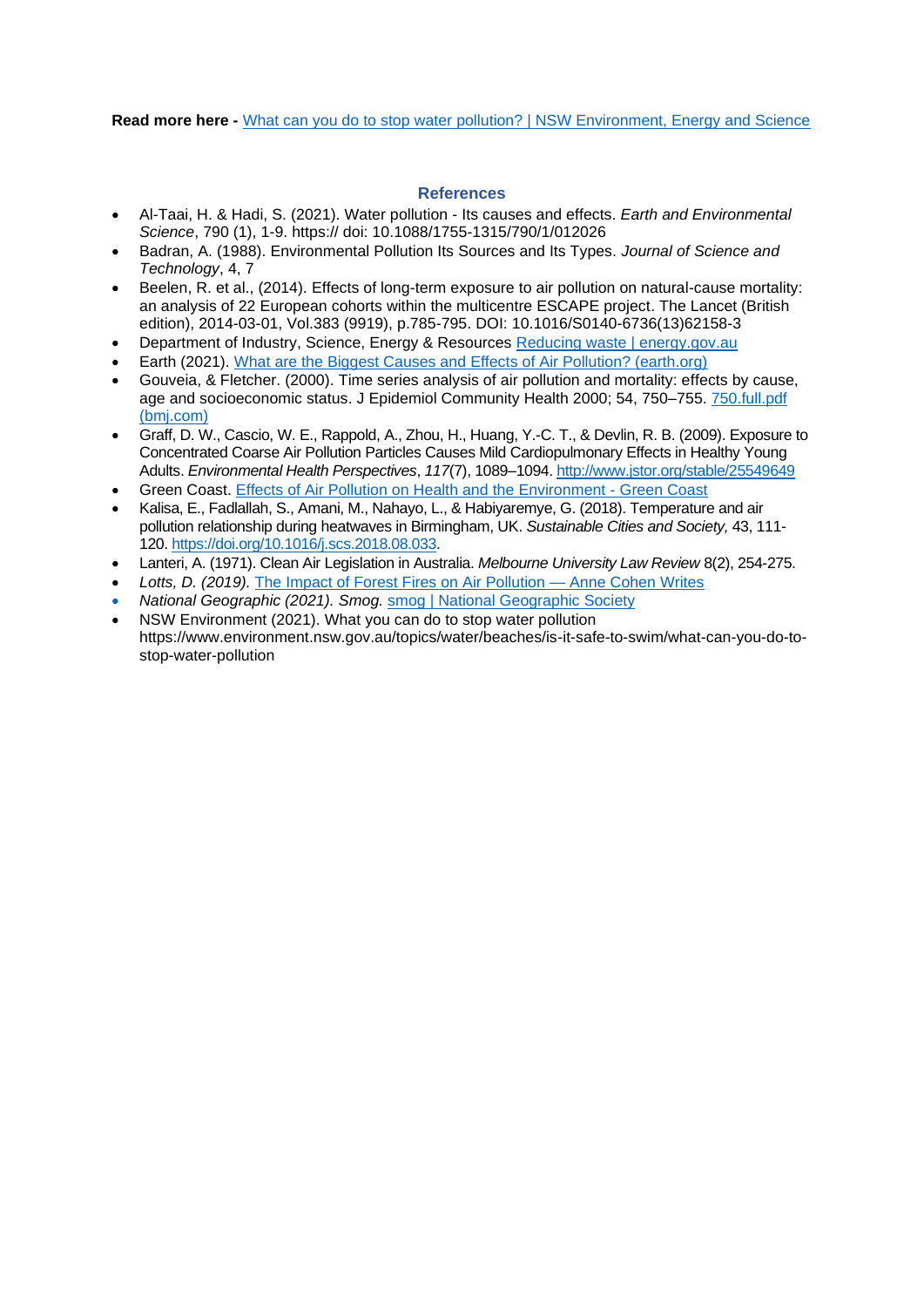**Read more here -** [What can you do to stop water pollution? | NSW Environment, Energy and Science]

## References

- Al-Taai, H. & Hadi, S. (2021). Water pollution - Its causes and effects. *Earth and Environmental Science*, 790 (1), 1-9. https:// doi: 10.1088/1755-1315/790/1/012026
- Badran, A. (1988). Environmental Pollution Its Sources and Its Types. *Journal of Science and Technology*, 4, 7
- Beelen, R. et al., (2014). Effects of long-term exposure to air pollution on natural-cause mortality: an analysis of 22 European cohorts within the multicentre ESCAPE project. The Lancet (British edition), 2014-03-01, Vol.383 (9919), p.785-795. DOI: 10.1016/S0140-6736(13)62158-3
- Department of Industry, Science, Energy & Resources [Reducing waste | energy.gov.au]
- Earth (2021). [What are the Biggest Causes and Effects of Air Pollution? (earth.org)]
- Gouveia, & Fletcher. (2000). Time series analysis of air pollution and mortality: effects by cause, age and socioeconomic status. J Epidemiol Community Health 2000; 54, 750–755. [750.full.pdf (bmj.com)]
- Graff, D. W., Cascio, W. E., Rappold, A., Zhou, H., Huang, Y.-C. T., & Devlin, R. B. (2009). Exposure to Concentrated Coarse Air Pollution Particles Causes Mild Cardiopulmonary Effects in Healthy Young Adults. *Environmental Health Perspectives*, *117*(7), 1089–1094. http://www.jstor.org/stable/25549649
- Green Coast. [Effects of Air Pollution on Health and the Environment - Green Coast]
- Kalisa, E., Fadlallah, S., Amani, M., Nahayo, L., & Habiyaremye, G. (2018). Temperature and air pollution relationship during heatwaves in Birmingham, UK. *Sustainable Cities and Society,* 43, 111-120. https://doi.org/10.1016/j.scs.2018.08.033.
- Lanteri, A. (1971). Clean Air Legislation in Australia. *Melbourne University Law Review* 8(2), 254-275.
- *Lotts, D. (2019).* [The Impact of Forest Fires on Air Pollution — Anne Cohen Writes]
- *National Geographic (2021). Smog.* [smog | National Geographic Society]
- NSW Environment (2021). What you can do to stop water pollution https://www.environment.nsw.gov.au/topics/water/beaches/is-it-safe-to-swim/what-can-you-do-to-stop-water-pollution